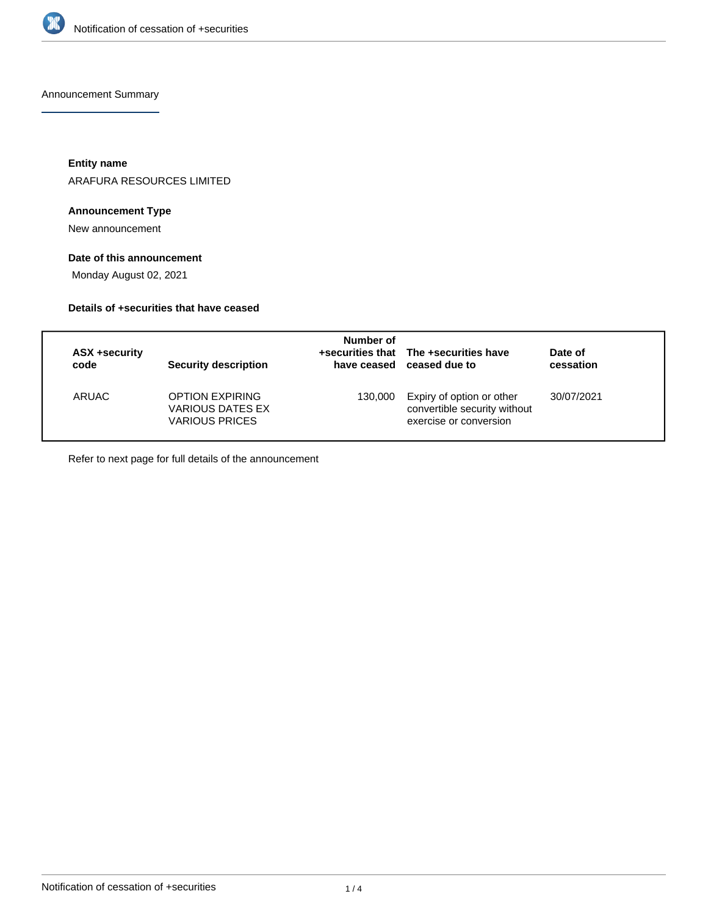## Announcement Summary

**Entity name**

ARAFURA RESOURCES LIMITED

**Announcement Type**

New announcement

**Date of this announcement**

Monday August 02, 2021

**Details of +securities that have ceased**

| ASX +security code | Security description | Number of +securities that have ceased | The +securities have ceased due to | Date of cessation |
| --- | --- | --- | --- | --- |
| ARUAC | OPTION EXPIRING VARIOUS DATES EX VARIOUS PRICES | 130,000 | Expiry of option or other convertible security without exercise or conversion | 30/07/2021 |

Refer to next page for full details of the announcement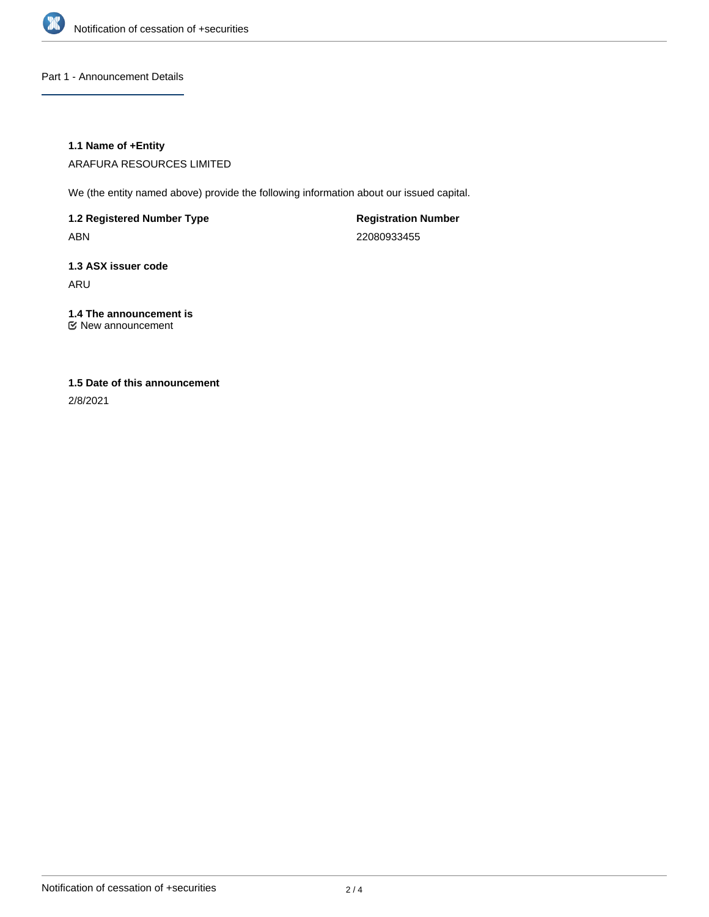## Part 1 - Announcement Details

**1.1 Name of +Entity**

ARAFURA RESOURCES LIMITED

We (the entity named above) provide the following information about our issued capital.

| **1.2 Registered Number Type** | **Registration Number** |
| --- | --- |
| ABN | 22080933455 |

**1.3 ASX issuer code**

ARU

**1.4 The announcement is**

☑ New announcement

**1.5 Date of this announcement**

2/8/2021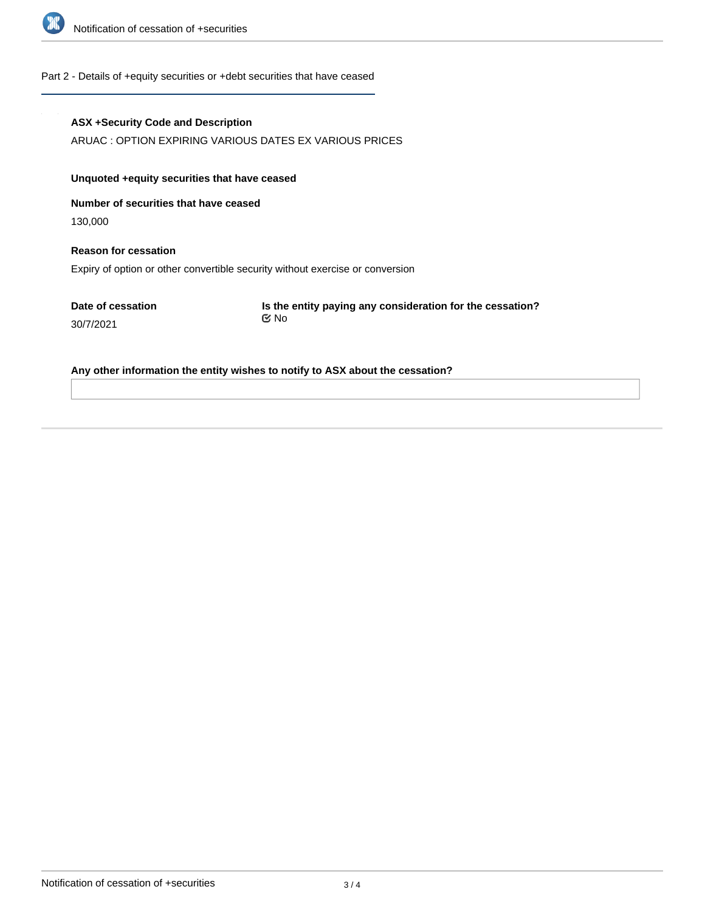## Part 2 - Details of +equity securities or +debt securities that have ceased

**ASX +Security Code and Description**

ARUAC : OPTION EXPIRING VARIOUS DATES EX VARIOUS PRICES

**Unquoted +equity securities that have ceased**

**Number of securities that have ceased**

130,000

**Reason for cessation**

Expiry of option or other convertible security without exercise or conversion

**Date of cessation**

30/7/2021

**Is the entity paying any consideration for the cessation?**

☑ No

**Any other information the entity wishes to notify to ASX about the cessation?**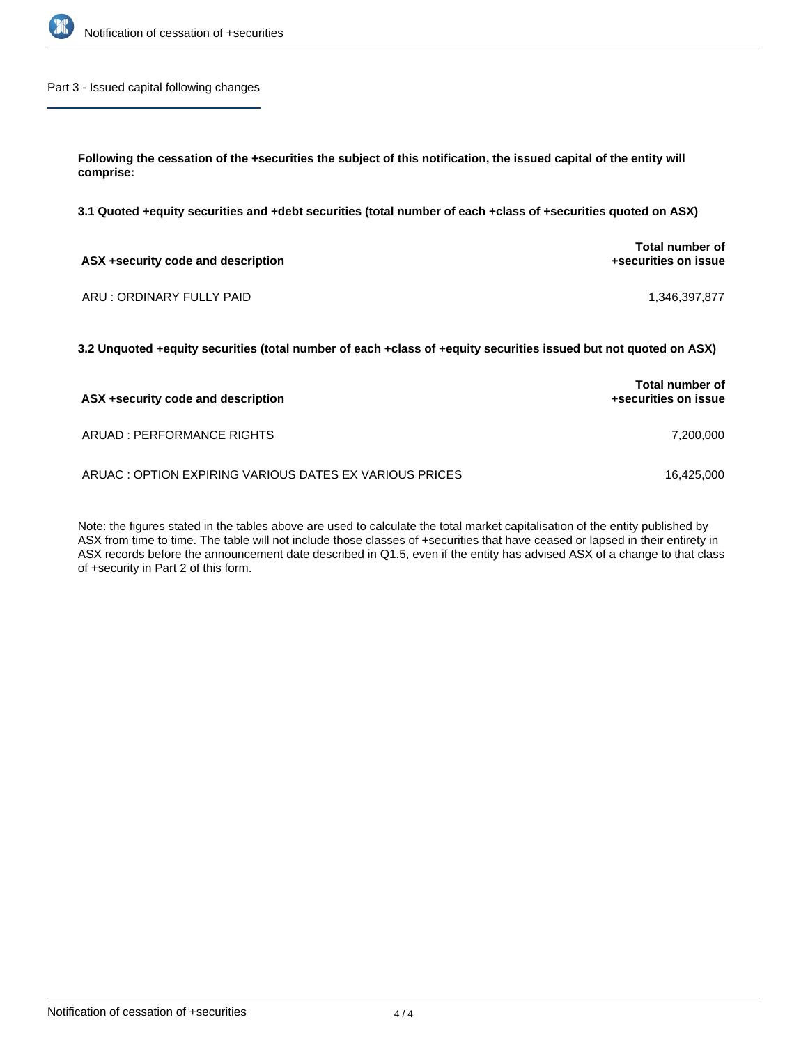## Part 3 - Issued capital following changes

**Following the cessation of the +securities the subject of this notification, the issued capital of the entity will comprise:**

**3.1 Quoted +equity securities and +debt securities (total number of each +class of +securities quoted on ASX)**

| ASX +security code and description | Total number of +securities on issue |
| --- | --- |
| ARU : ORDINARY FULLY PAID | 1,346,397,877 |

**3.2 Unquoted +equity securities (total number of each +class of +equity securities issued but not quoted on ASX)**

| ASX +security code and description | Total number of +securities on issue |
| --- | --- |
| ARUAD : PERFORMANCE RIGHTS | 7,200,000 |
| ARUAC : OPTION EXPIRING VARIOUS DATES EX VARIOUS PRICES | 16,425,000 |

Note: the figures stated in the tables above are used to calculate the total market capitalisation of the entity published by ASX from time to time. The table will not include those classes of +securities that have ceased or lapsed in their entirety in ASX records before the announcement date described in Q1.5, even if the entity has advised ASX of a change to that class of +security in Part 2 of this form.